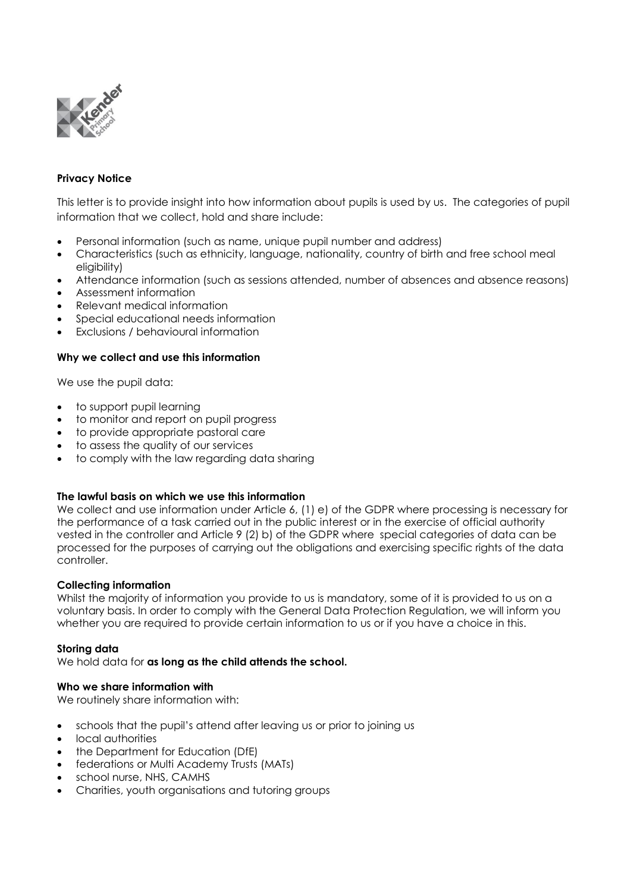**Privacy Notice**

This letter is to provide insight into how information about pupils is used by us. The categories of pupil information that we collect, hold and share include:

- Personal information (such as name, unique pupil number and address)
- Characteristics (such as ethnicity, language, nationality, country of birth and free school meal eligibility)
- Attendance information (such as sessions attended, number of absences and absence reasons)
- Assessment information
- Relevant medical information
- Special educational needs information
- Exclusions / behavioural information

**Why we collect and use this information**

We use the pupil data:

- to support pupil learning
- to monitor and report on pupil progress
- to provide appropriate pastoral care
- to assess the quality of our services
- to comply with the law regarding data sharing

**The lawful basis on which we use this information**

We collect and use information under Article 6, (1) e) of the GDPR where processing is necessary for the performance of a task carried out in the public interest or in the exercise of official authority vested in the controller and Article 9 (2) b) of the GDPR where special categories of data can be processed for the purposes of carrying out the obligations and exercising specific rights of the data controller.

**Collecting information**

Whilst the majority of information you provide to us is mandatory, some of it is provided to us on a voluntary basis. In order to comply with the General Data Protection Regulation, we will inform you whether you are required to provide certain information to us or if you have a choice in this.

**Storing data**

We hold data for **as long as the child attends the school.**

**Who we share information with**

We routinely share information with:

- schools that the pupil's attend after leaving us or prior to joining us
- local authorities
- the Department for Education (DfE)
- federations or Multi Academy Trusts (MATs)
- school nurse, NHS, CAMHS
- Charities, youth organisations and tutoring groups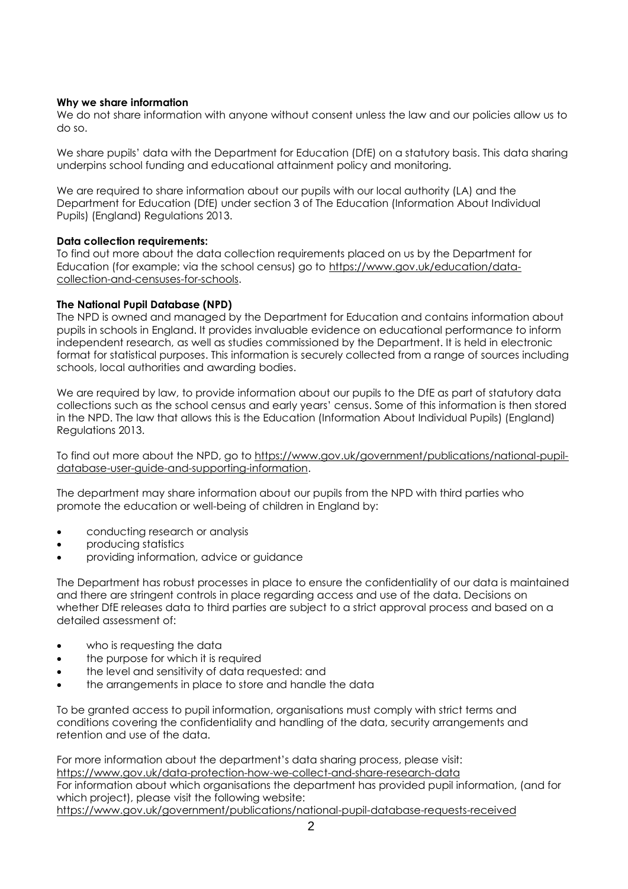**Why we share information**
We do not share information with anyone without consent unless the law and our policies allow us to do so.

We share pupils' data with the Department for Education (DfE) on a statutory basis. This data sharing underpins school funding and educational attainment policy and monitoring.

We are required to share information about our pupils with our local authority (LA) and the Department for Education (DfE) under section 3 of The Education (Information About Individual Pupils) (England) Regulations 2013.

**Data collection requirements:**
To find out more about the data collection requirements placed on us by the Department for Education (for example; via the school census) go to https://www.gov.uk/education/data-collection-and-censuses-for-schools.

**The National Pupil Database (NPD)**
The NPD is owned and managed by the Department for Education and contains information about pupils in schools in England. It provides invaluable evidence on educational performance to inform independent research, as well as studies commissioned by the Department. It is held in electronic format for statistical purposes. This information is securely collected from a range of sources including schools, local authorities and awarding bodies.

We are required by law, to provide information about our pupils to the DfE as part of statutory data collections such as the school census and early years' census. Some of this information is then stored in the NPD. The law that allows this is the Education (Information About Individual Pupils) (England) Regulations 2013.

To find out more about the NPD, go to https://www.gov.uk/government/publications/national-pupil-database-user-guide-and-supporting-information.

The department may share information about our pupils from the NPD with third parties who promote the education or well-being of children in England by:

- conducting research or analysis
- producing statistics
- providing information, advice or guidance

The Department has robust processes in place to ensure the confidentiality of our data is maintained and there are stringent controls in place regarding access and use of the data. Decisions on whether DfE releases data to third parties are subject to a strict approval process and based on a detailed assessment of:

- who is requesting the data
- the purpose for which it is required
- the level and sensitivity of data requested: and
- the arrangements in place to store and handle the data

To be granted access to pupil information, organisations must comply with strict terms and conditions covering the confidentiality and handling of the data, security arrangements and retention and use of the data.

For more information about the department's data sharing process, please visit:
https://www.gov.uk/data-protection-how-we-collect-and-share-research-data
For information about which organisations the department has provided pupil information, (and for which project), please visit the following website:
https://www.gov.uk/government/publications/national-pupil-database-requests-received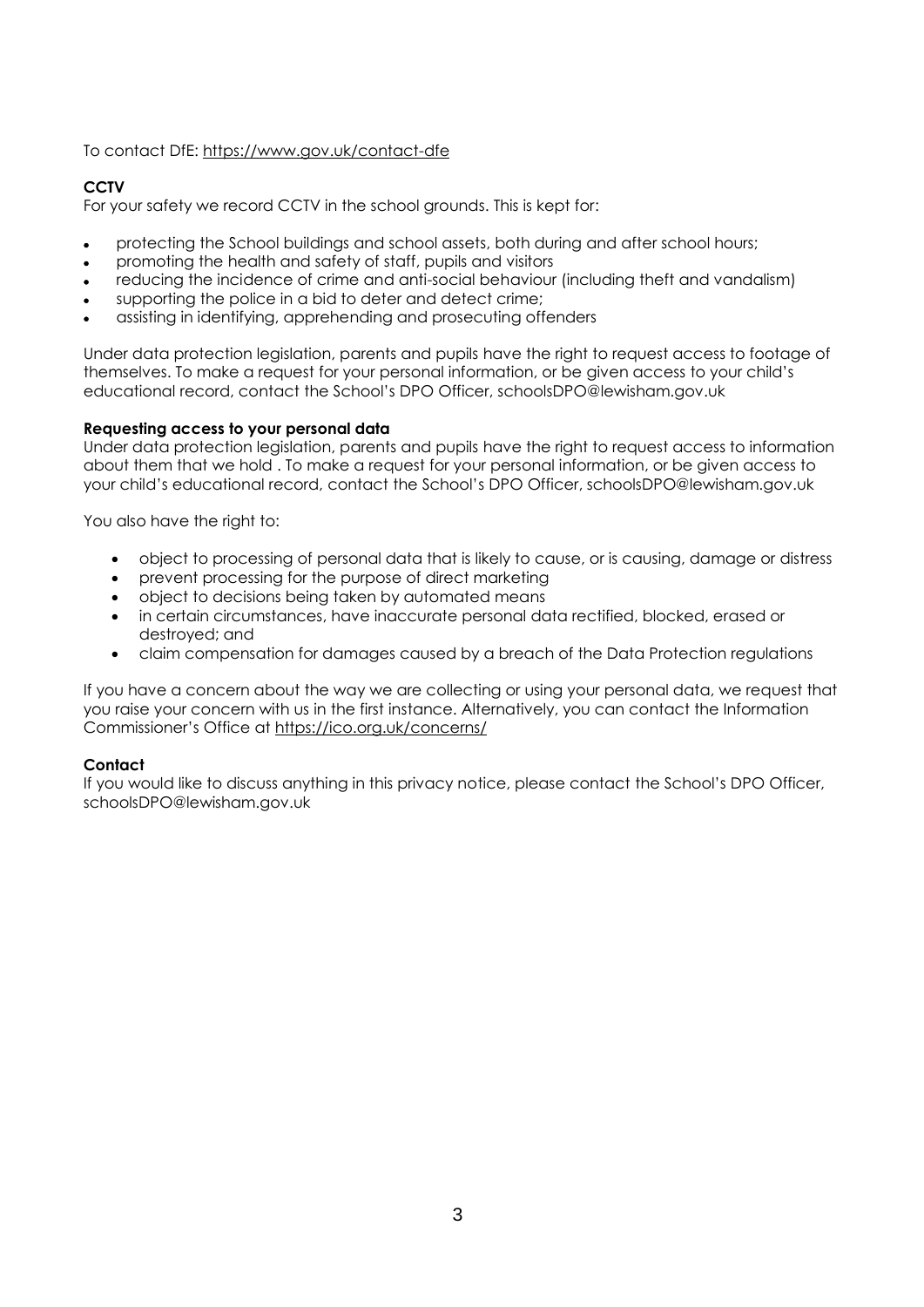To contact DfE: https://www.gov.uk/contact-dfe

**CCTV**

For your safety we record CCTV in the school grounds. This is kept for:

- protecting the School buildings and school assets, both during and after school hours;
- promoting the health and safety of staff, pupils and visitors
- reducing the incidence of crime and anti-social behaviour (including theft and vandalism)
- supporting the police in a bid to deter and detect crime;
- assisting in identifying, apprehending and prosecuting offenders

Under data protection legislation, parents and pupils have the right to request access to footage of themselves. To make a request for your personal information, or be given access to your child's educational record, contact the School's DPO Officer, schoolsDPO@lewisham.gov.uk

**Requesting access to your personal data**

Under data protection legislation, parents and pupils have the right to request access to information about them that we hold . To make a request for your personal information, or be given access to your child's educational record, contact the School's DPO Officer, schoolsDPO@lewisham.gov.uk

You also have the right to:

- object to processing of personal data that is likely to cause, or is causing, damage or distress
- prevent processing for the purpose of direct marketing
- object to decisions being taken by automated means
- in certain circumstances, have inaccurate personal data rectified, blocked, erased or destroyed; and
- claim compensation for damages caused by a breach of the Data Protection regulations

If you have a concern about the way we are collecting or using your personal data, we request that you raise your concern with us in the first instance. Alternatively, you can contact the Information Commissioner's Office at https://ico.org.uk/concerns/

**Contact**

If you would like to discuss anything in this privacy notice, please contact the School's DPO Officer, schoolsDPO@lewisham.gov.uk